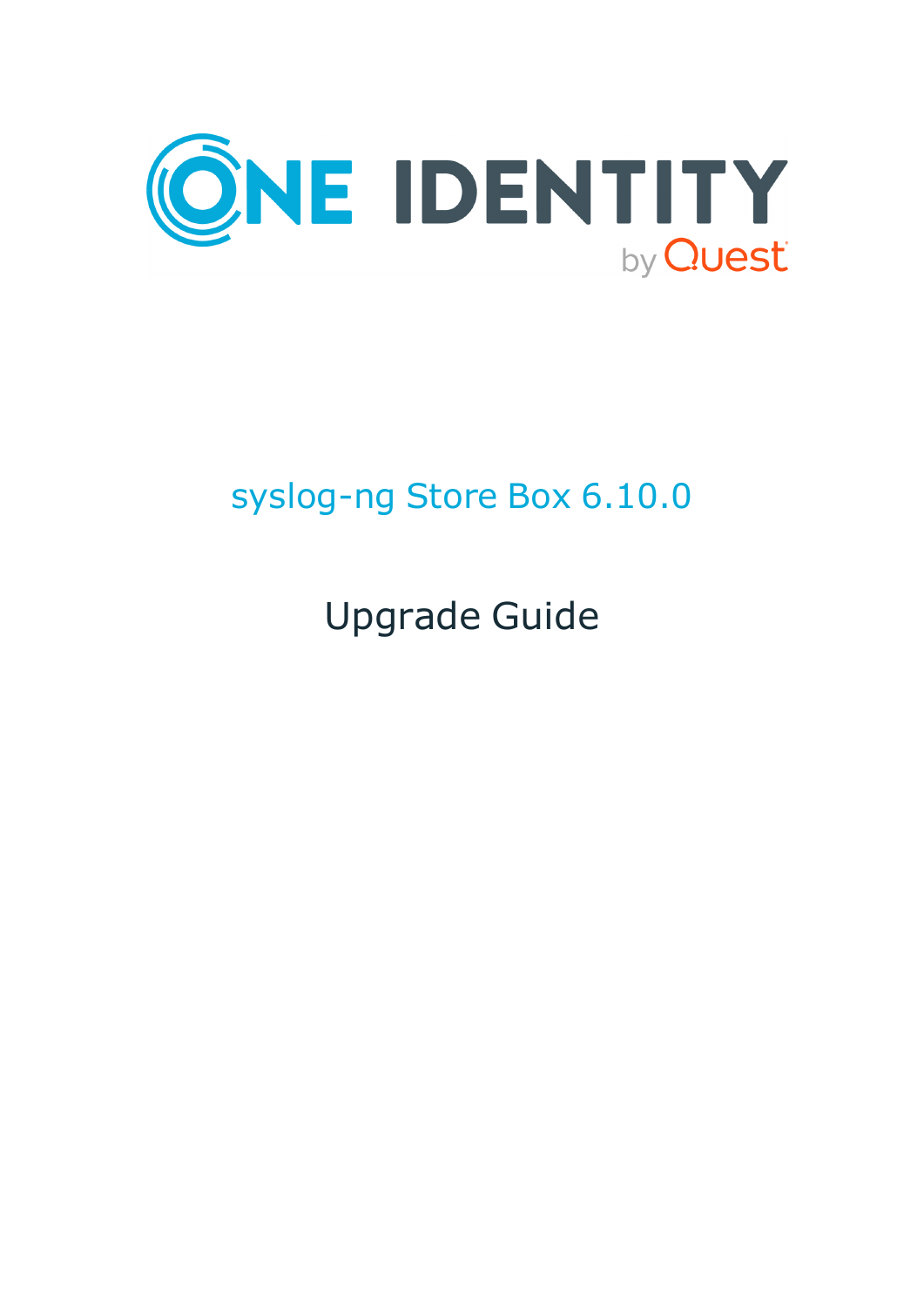ONE IDENTITY

by Quest

# syslog-ng Store Box 6.10.0

## Upgrade Guide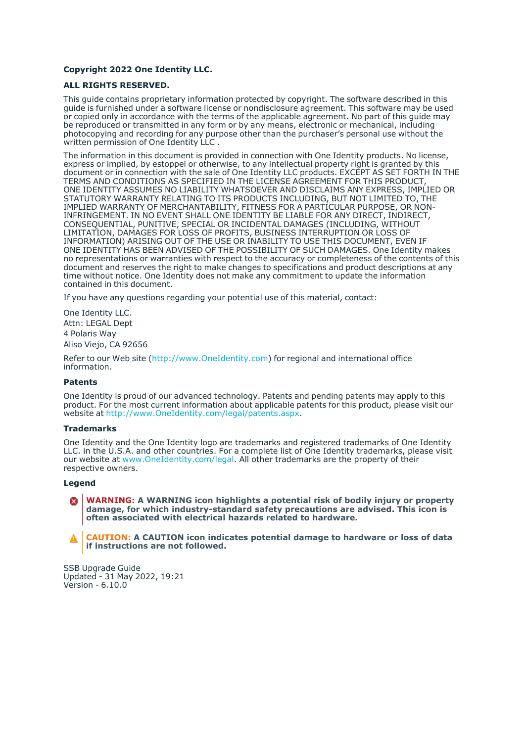**Copyright 2022 One Identity LLC.**

**ALL RIGHTS RESERVED.**

This guide contains proprietary information protected by copyright. The software described in this guide is furnished under a software license or nondisclosure agreement. This software may be used or copied only in accordance with the terms of the applicable agreement. No part of this guide may be reproduced or transmitted in any form or by any means, electronic or mechanical, including photocopying and recording for any purpose other than the purchaser's personal use without the written permission of One Identity LLC .

The information in this document is provided in connection with One Identity products. No license, express or implied, by estoppel or otherwise, to any intellectual property right is granted by this document or in connection with the sale of One Identity LLC products. EXCEPT AS SET FORTH IN THE TERMS AND CONDITIONS AS SPECIFIED IN THE LICENSE AGREEMENT FOR THIS PRODUCT, ONE IDENTITY ASSUMES NO LIABILITY WHATSOEVER AND DISCLAIMS ANY EXPRESS, IMPLIED OR STATUTORY WARRANTY RELATING TO ITS PRODUCTS INCLUDING, BUT NOT LIMITED TO, THE IMPLIED WARRANTY OF MERCHANTABILITY, FITNESS FOR A PARTICULAR PURPOSE, OR NON-INFRINGEMENT. IN NO EVENT SHALL ONE IDENTITY BE LIABLE FOR ANY DIRECT, INDIRECT, CONSEQUENTIAL, PUNITIVE, SPECIAL OR INCIDENTAL DAMAGES (INCLUDING, WITHOUT LIMITATION, DAMAGES FOR LOSS OF PROFITS, BUSINESS INTERRUPTION OR LOSS OF INFORMATION) ARISING OUT OF THE USE OR INABILITY TO USE THIS DOCUMENT, EVEN IF ONE IDENTITY HAS BEEN ADVISED OF THE POSSIBILITY OF SUCH DAMAGES. One Identity makes no representations or warranties with respect to the accuracy or completeness of the contents of this document and reserves the right to make changes to specifications and product descriptions at any time without notice. One Identity does not make any commitment to update the information contained in this document.

If you have any questions regarding your potential use of this material, contact:

One Identity LLC.
Attn: LEGAL Dept
4 Polaris Way
Aliso Viejo, CA 92656

Refer to our Web site (http://www.OneIdentity.com) for regional and international office information.

### Patents

One Identity is proud of our advanced technology. Patents and pending patents may apply to this product. For the most current information about applicable patents for this product, please visit our website at http://www.OneIdentity.com/legal/patents.aspx.

### Trademarks

One Identity and the One Identity logo are trademarks and registered trademarks of One Identity LLC. in the U.S.A. and other countries. For a complete list of One Identity trademarks, please visit our website at www.OneIdentity.com/legal. All other trademarks are the property of their respective owners.

### Legend

**WARNING: A WARNING icon highlights a potential risk of bodily injury or property damage, for which industry-standard safety precautions are advised. This icon is often associated with electrical hazards related to hardware.**

**CAUTION: A CAUTION icon indicates potential damage to hardware or loss of data if instructions are not followed.**

SSB Upgrade Guide
Updated - 31 May 2022, 19:21
Version - 6.10.0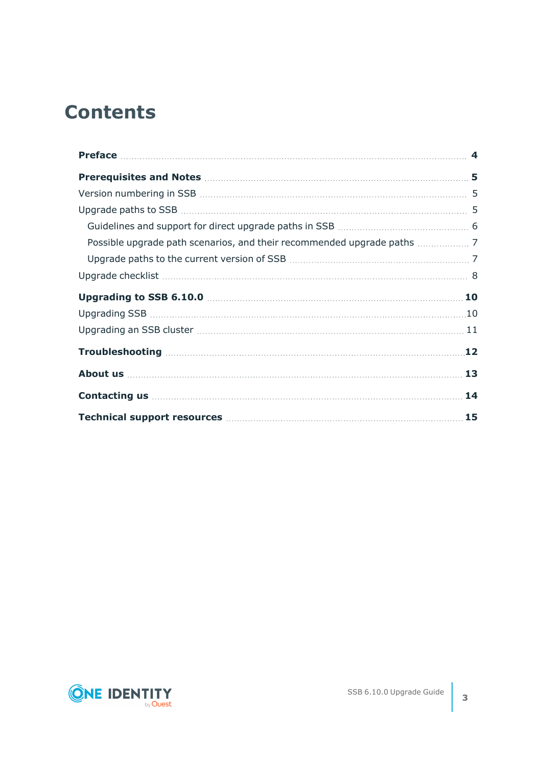# Contents

**Preface** 4

**Prerequisites and Notes** 5

Version numbering in SSB 5

Upgrade paths to SSB 5

- Guidelines and support for direct upgrade paths in SSB 6
- Possible upgrade path scenarios, and their recommended upgrade paths 7
- Upgrade paths to the current version of SSB 7

Upgrade checklist 8

**Upgrading to SSB 6.10.0** 10

Upgrading SSB 10

Upgrading an SSB cluster 11

**Troubleshooting** 12

**About us** 13

**Contacting us** 14

**Technical support resources** 15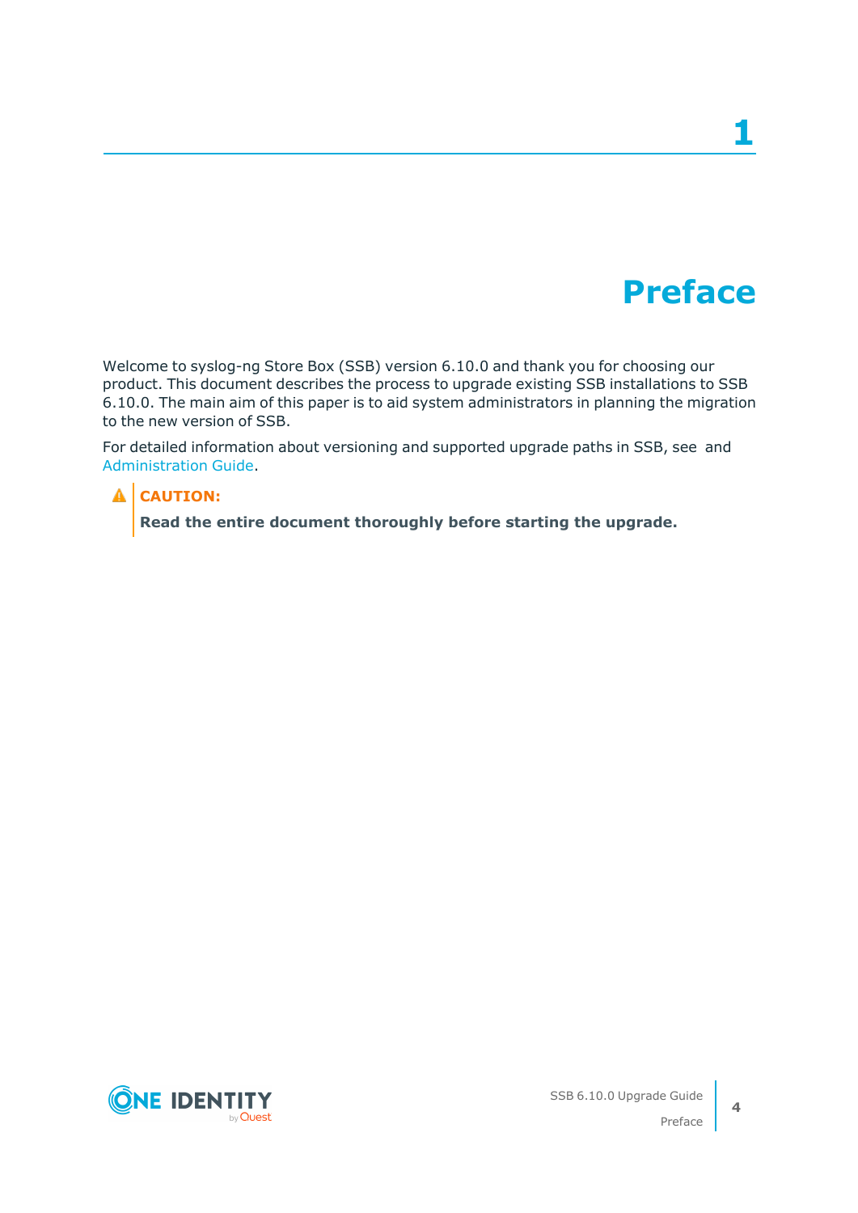# 1 Preface

Welcome to syslog-ng Store Box (SSB) version 6.10.0 and thank you for choosing our product. This document describes the process to upgrade existing SSB installations to SSB 6.10.0. The main aim of this paper is to aid system administrators in planning the migration to the new version of SSB.

For detailed information about versioning and supported upgrade paths in SSB, see  and Administration Guide.

> **CAUTION:**
>
> **Read the entire document thoroughly before starting the upgrade.**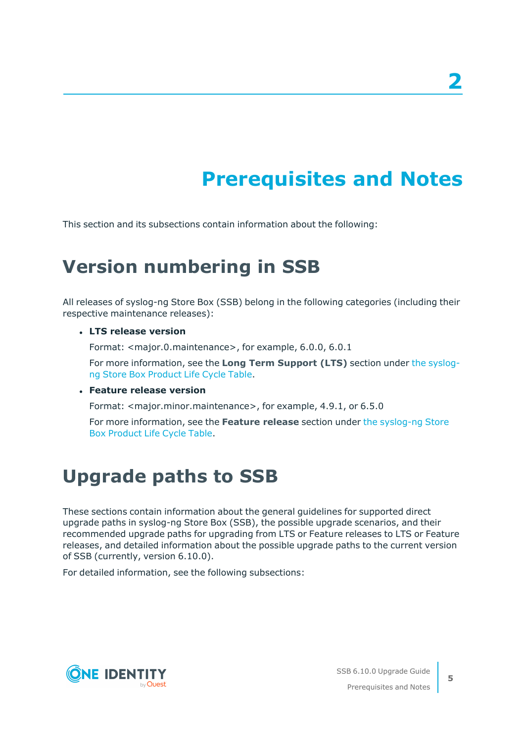# 2 Prerequisites and Notes

This section and its subsections contain information about the following:

## Version numbering in SSB

All releases of syslog-ng Store Box (SSB) belong in the following categories (including their respective maintenance releases):

- **LTS release version**

  Format: <major.0.maintenance>, for example, 6.0.0, 6.0.1

  For more information, see the **Long Term Support (LTS)** section under the syslog-ng Store Box Product Life Cycle Table.

- **Feature release version**

  Format: <major.minor.maintenance>, for example, 4.9.1, or 6.5.0

  For more information, see the **Feature release** section under the syslog-ng Store Box Product Life Cycle Table.

## Upgrade paths to SSB

These sections contain information about the general guidelines for supported direct upgrade paths in syslog-ng Store Box (SSB), the possible upgrade scenarios, and their recommended upgrade paths for upgrading from LTS or Feature releases to LTS or Feature releases, and detailed information about the possible upgrade paths to the current version of SSB (currently, version 6.10.0).

For detailed information, see the following subsections: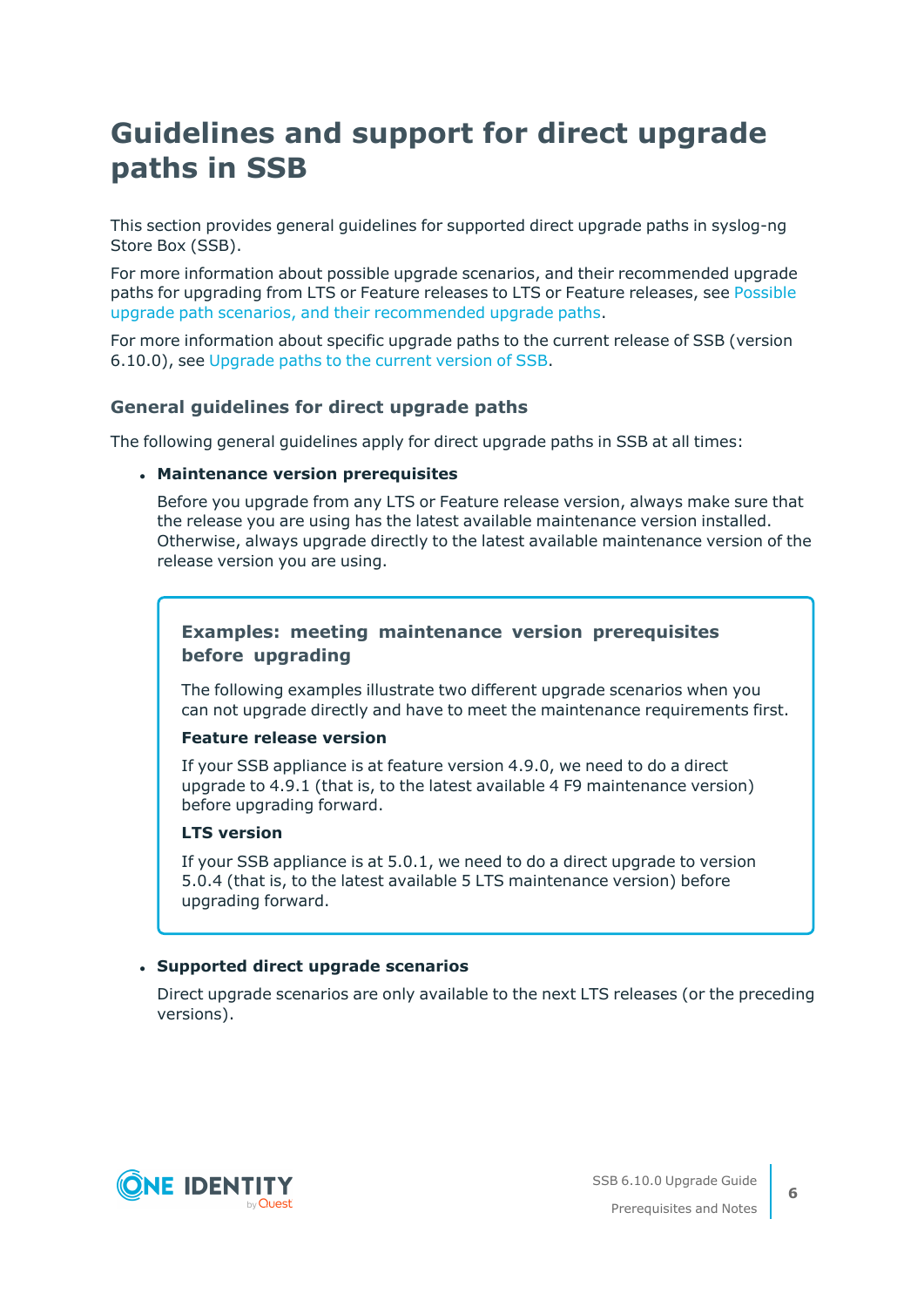# Guidelines and support for direct upgrade paths in SSB

This section provides general guidelines for supported direct upgrade paths in syslog-ng Store Box (SSB).

For more information about possible upgrade scenarios, and their recommended upgrade paths for upgrading from LTS or Feature releases to LTS or Feature releases, see Possible upgrade path scenarios, and their recommended upgrade paths.

For more information about specific upgrade paths to the current release of SSB (version 6.10.0), see Upgrade paths to the current version of SSB.

## General guidelines for direct upgrade paths

The following general guidelines apply for direct upgrade paths in SSB at all times:

- **Maintenance version prerequisites**

  Before you upgrade from any LTS or Feature release version, always make sure that the release you are using has the latest available maintenance version installed. Otherwise, always upgrade directly to the latest available maintenance version of the release version you are using.

  > **Examples: meeting maintenance version prerequisites before upgrading**
  >
  > The following examples illustrate two different upgrade scenarios when you can not upgrade directly and have to meet the maintenance requirements first.
  >
  > **Feature release version**
  >
  > If your SSB appliance is at feature version 4.9.0, we need to do a direct upgrade to 4.9.1 (that is, to the latest available 4 F9 maintenance version) before upgrading forward.
  >
  > **LTS version**
  >
  > If your SSB appliance is at 5.0.1, we need to do a direct upgrade to version 5.0.4 (that is, to the latest available 5 LTS maintenance version) before upgrading forward.

- **Supported direct upgrade scenarios**

  Direct upgrade scenarios are only available to the next LTS releases (or the preceding versions).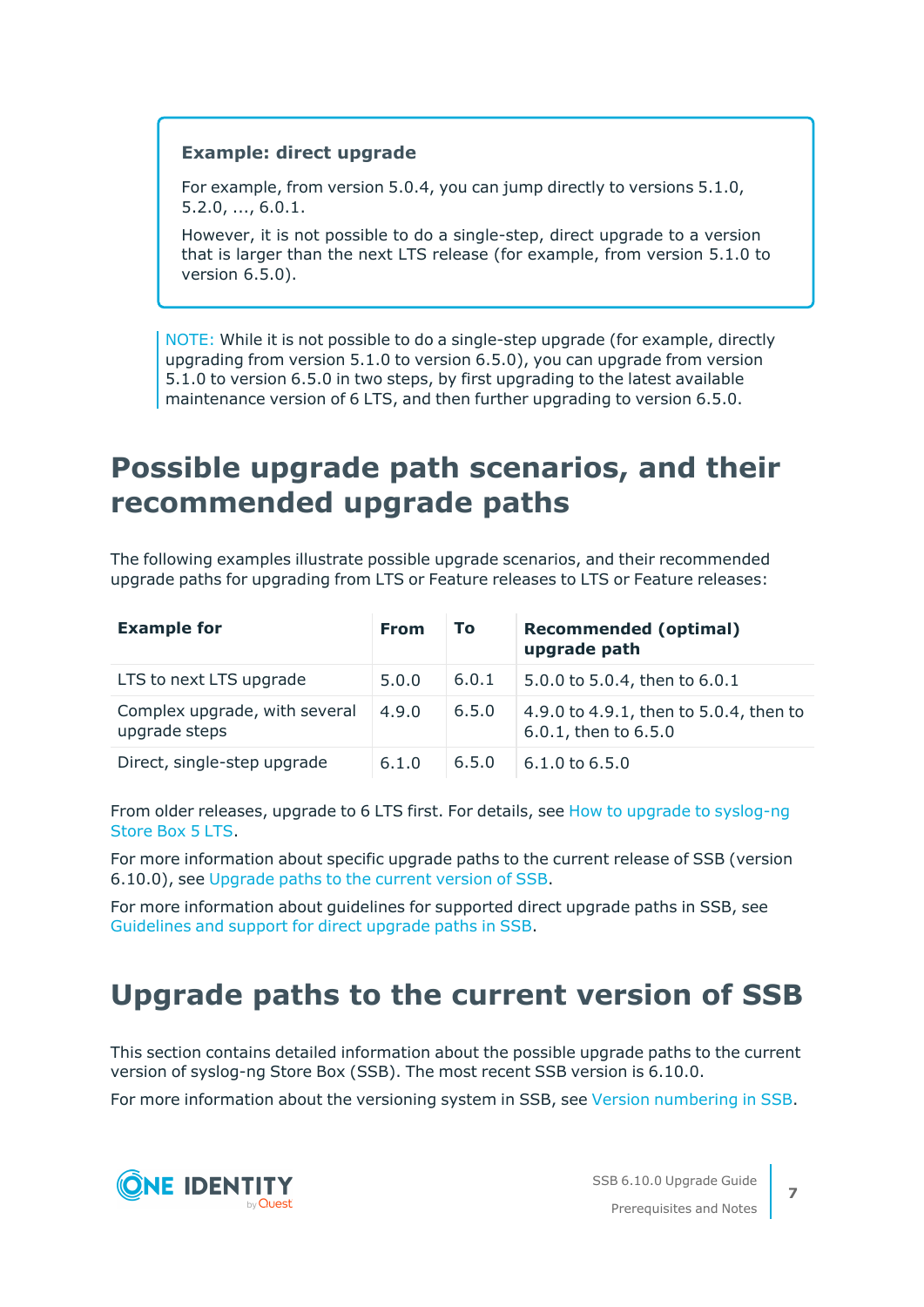> **Example: direct upgrade**
>
> For example, from version 5.0.4, you can jump directly to versions 5.1.0, 5.2.0, ..., 6.0.1.
>
> However, it is not possible to do a single-step, direct upgrade to a version that is larger than the next LTS release (for example, from version 5.1.0 to version 6.5.0).

NOTE: While it is not possible to do a single-step upgrade (for example, directly upgrading from version 5.1.0 to version 6.5.0), you can upgrade from version 5.1.0 to version 6.5.0 in two steps, by first upgrading to the latest available maintenance version of 6 LTS, and then further upgrading to version 6.5.0.

# Possible upgrade path scenarios, and their recommended upgrade paths

The following examples illustrate possible upgrade scenarios, and their recommended upgrade paths for upgrading from LTS or Feature releases to LTS or Feature releases:

| Example for | From | To | Recommended (optimal) upgrade path |
|---|---|---|---|
| LTS to next LTS upgrade | 5.0.0 | 6.0.1 | 5.0.0 to 5.0.4, then to 6.0.1 |
| Complex upgrade, with several upgrade steps | 4.9.0 | 6.5.0 | 4.9.0 to 4.9.1, then to 5.0.4, then to 6.0.1, then to 6.5.0 |
| Direct, single-step upgrade | 6.1.0 | 6.5.0 | 6.1.0 to 6.5.0 |

From older releases, upgrade to 6 LTS first. For details, see How to upgrade to syslog-ng Store Box 5 LTS.

For more information about specific upgrade paths to the current release of SSB (version 6.10.0), see Upgrade paths to the current version of SSB.

For more information about guidelines for supported direct upgrade paths in SSB, see Guidelines and support for direct upgrade paths in SSB.

# Upgrade paths to the current version of SSB

This section contains detailed information about the possible upgrade paths to the current version of syslog-ng Store Box (SSB). The most recent SSB version is 6.10.0.

For more information about the versioning system in SSB, see Version numbering in SSB.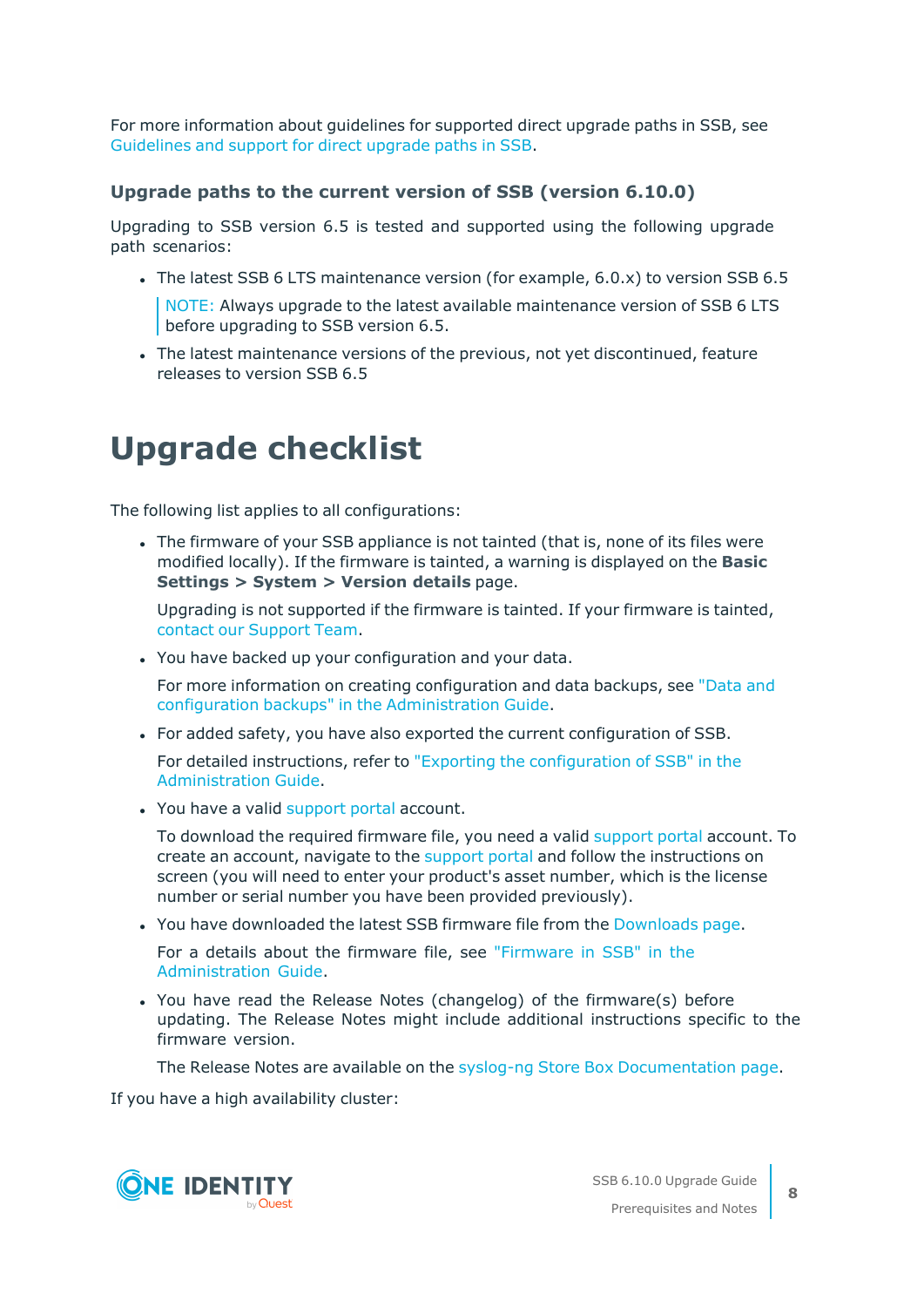For more information about guidelines for supported direct upgrade paths in SSB, see Guidelines and support for direct upgrade paths in SSB.

### Upgrade paths to the current version of SSB (version 6.10.0)

Upgrading to SSB version 6.5 is tested and supported using the following upgrade path scenarios:

- The latest SSB 6 LTS maintenance version (for example, 6.0.x) to version SSB 6.5

  NOTE: Always upgrade to the latest available maintenance version of SSB 6 LTS before upgrading to SSB version 6.5.

- The latest maintenance versions of the previous, not yet discontinued, feature releases to version SSB 6.5

# Upgrade checklist

The following list applies to all configurations:

- The firmware of your SSB appliance is not tainted (that is, none of its files were modified locally). If the firmware is tainted, a warning is displayed on the **Basic Settings > System > Version details** page.

  Upgrading is not supported if the firmware is tainted. If your firmware is tainted, contact our Support Team.

- You have backed up your configuration and your data.

  For more information on creating configuration and data backups, see "Data and configuration backups" in the Administration Guide.

- For added safety, you have also exported the current configuration of SSB.

  For detailed instructions, refer to "Exporting the configuration of SSB" in the Administration Guide.

- You have a valid support portal account.

  To download the required firmware file, you need a valid support portal account. To create an account, navigate to the support portal and follow the instructions on screen (you will need to enter your product's asset number, which is the license number or serial number you have been provided previously).

- You have downloaded the latest SSB firmware file from the Downloads page.

  For a details about the firmware file, see "Firmware in SSB" in the Administration Guide.

- You have read the Release Notes (changelog) of the firmware(s) before updating. The Release Notes might include additional instructions specific to the firmware version.

  The Release Notes are available on the syslog-ng Store Box Documentation page.

If you have a high availability cluster: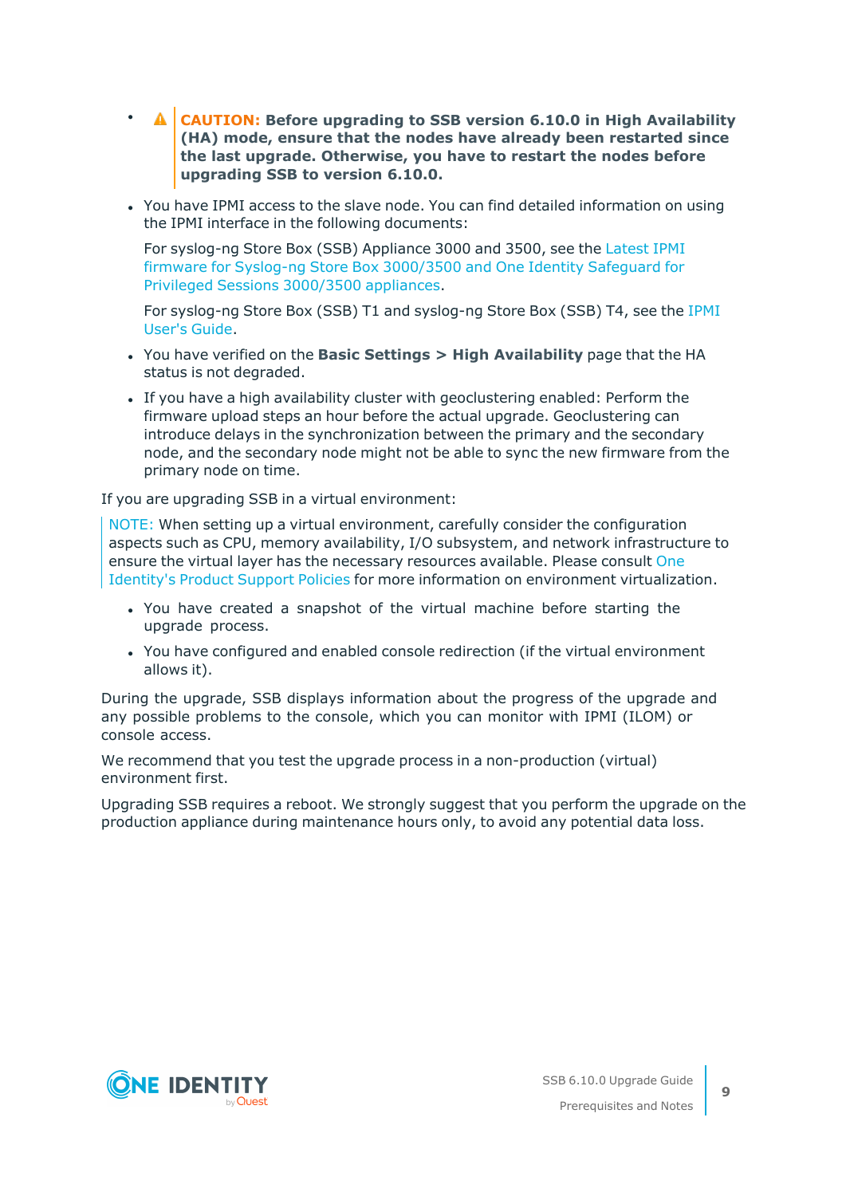- **CAUTION: Before upgrading to SSB version 6.10.0 in High Availability (HA) mode, ensure that the nodes have already been restarted since the last upgrade. Otherwise, you have to restart the nodes before upgrading SSB to version 6.10.0.**

- You have IPMI access to the slave node. You can find detailed information on using the IPMI interface in the following documents:

  For syslog-ng Store Box (SSB) Appliance 3000 and 3500, see the Latest IPMI firmware for Syslog-ng Store Box 3000/3500 and One Identity Safeguard for Privileged Sessions 3000/3500 appliances.

  For syslog-ng Store Box (SSB) T1 and syslog-ng Store Box (SSB) T4, see the IPMI User's Guide.

- You have verified on the **Basic Settings > High Availability** page that the HA status is not degraded.

- If you have a high availability cluster with geoclustering enabled: Perform the firmware upload steps an hour before the actual upgrade. Geoclustering can introduce delays in the synchronization between the primary and the secondary node, and the secondary node might not be able to sync the new firmware from the primary node on time.

If you are upgrading SSB in a virtual environment:

NOTE: When setting up a virtual environment, carefully consider the configuration aspects such as CPU, memory availability, I/O subsystem, and network infrastructure to ensure the virtual layer has the necessary resources available. Please consult One Identity's Product Support Policies for more information on environment virtualization.

- You have created a snapshot of the virtual machine before starting the upgrade process.

- You have configured and enabled console redirection (if the virtual environment allows it).

During the upgrade, SSB displays information about the progress of the upgrade and any possible problems to the console, which you can monitor with IPMI (ILOM) or console access.

We recommend that you test the upgrade process in a non-production (virtual) environment first.

Upgrading SSB requires a reboot. We strongly suggest that you perform the upgrade on the production appliance during maintenance hours only, to avoid any potential data loss.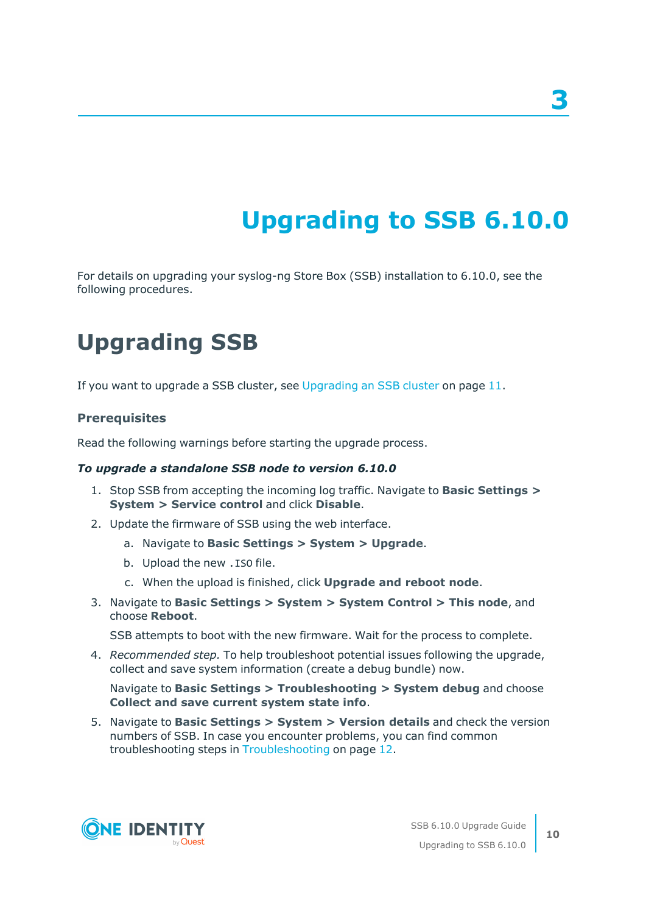# 3

# Upgrading to SSB 6.10.0

For details on upgrading your syslog-ng Store Box (SSB) installation to 6.10.0, see the following procedures.

## Upgrading SSB

If you want to upgrade a SSB cluster, see Upgrading an SSB cluster on page 11.

### Prerequisites

Read the following warnings before starting the upgrade process.

***To upgrade a standalone SSB node to version 6.10.0***

1. Stop SSB from accepting the incoming log traffic. Navigate to **Basic Settings > System > Service control** and click **Disable**.
2. Update the firmware of SSB using the web interface.
   a. Navigate to **Basic Settings > System > Upgrade**.
   b. Upload the new `.ISO` file.
   c. When the upload is finished, click **Upgrade and reboot node**.
3. Navigate to **Basic Settings > System > System Control > This node**, and choose **Reboot**.

   SSB attempts to boot with the new firmware. Wait for the process to complete.
4. *Recommended step.* To help troubleshoot potential issues following the upgrade, collect and save system information (create a debug bundle) now.

   Navigate to **Basic Settings > Troubleshooting > System debug** and choose **Collect and save current system state info**.
5. Navigate to **Basic Settings > System > Version details** and check the version numbers of SSB. In case you encounter problems, you can find common troubleshooting steps in Troubleshooting on page 12.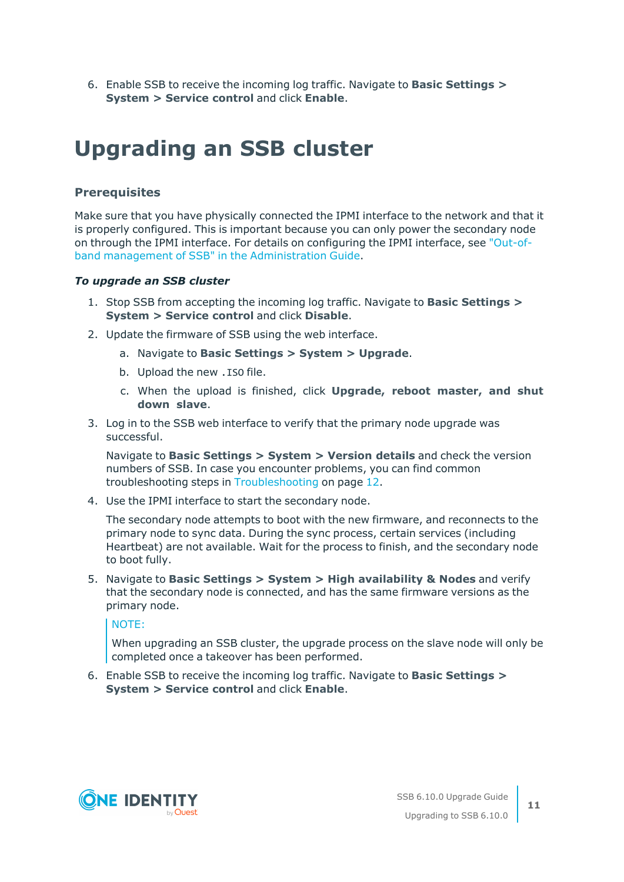6. Enable SSB to receive the incoming log traffic. Navigate to **Basic Settings > System > Service control** and click **Enable**.

# Upgrading an SSB cluster

### Prerequisites

Make sure that you have physically connected the IPMI interface to the network and that it is properly configured. This is important because you can only power the secondary node on through the IPMI interface. For details on configuring the IPMI interface, see "Out-of-band management of SSB" in the Administration Guide.

***To upgrade an SSB cluster***

1. Stop SSB from accepting the incoming log traffic. Navigate to **Basic Settings > System > Service control** and click **Disable**.
2. Update the firmware of SSB using the web interface.
   a. Navigate to **Basic Settings > System > Upgrade**.
   b. Upload the new `.ISO` file.
   c. When the upload is finished, click **Upgrade, reboot master, and shut down slave**.
3. Log in to the SSB web interface to verify that the primary node upgrade was successful.

   Navigate to **Basic Settings > System > Version details** and check the version numbers of SSB. In case you encounter problems, you can find common troubleshooting steps in Troubleshooting on page 12.
4. Use the IPMI interface to start the secondary node.

   The secondary node attempts to boot with the new firmware, and reconnects to the primary node to sync data. During the sync process, certain services (including Heartbeat) are not available. Wait for the process to finish, and the secondary node to boot fully.
5. Navigate to **Basic Settings > System > High availability & Nodes** and verify that the secondary node is connected, and has the same firmware versions as the primary node.

   > NOTE:
   >
   > When upgrading an SSB cluster, the upgrade process on the slave node will only be completed once a takeover has been performed.
6. Enable SSB to receive the incoming log traffic. Navigate to **Basic Settings > System > Service control** and click **Enable**.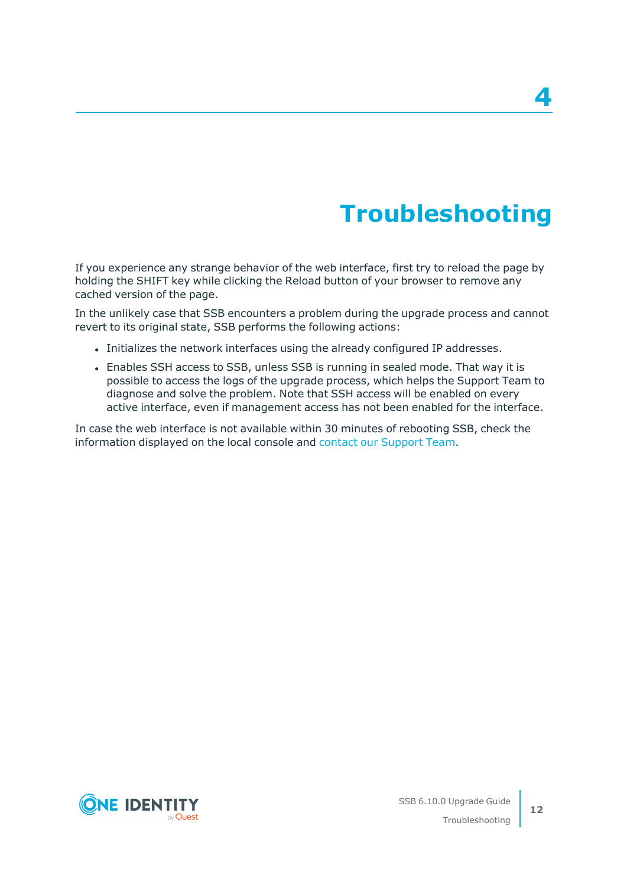# 4 Troubleshooting

If you experience any strange behavior of the web interface, first try to reload the page by holding the SHIFT key while clicking the Reload button of your browser to remove any cached version of the page.

In the unlikely case that SSB encounters a problem during the upgrade process and cannot revert to its original state, SSB performs the following actions:

- Initializes the network interfaces using the already configured IP addresses.
- Enables SSH access to SSB, unless SSB is running in sealed mode. That way it is possible to access the logs of the upgrade process, which helps the Support Team to diagnose and solve the problem. Note that SSH access will be enabled on every active interface, even if management access has not been enabled for the interface.

In case the web interface is not available within 30 minutes of rebooting SSB, check the information displayed on the local console and contact our Support Team.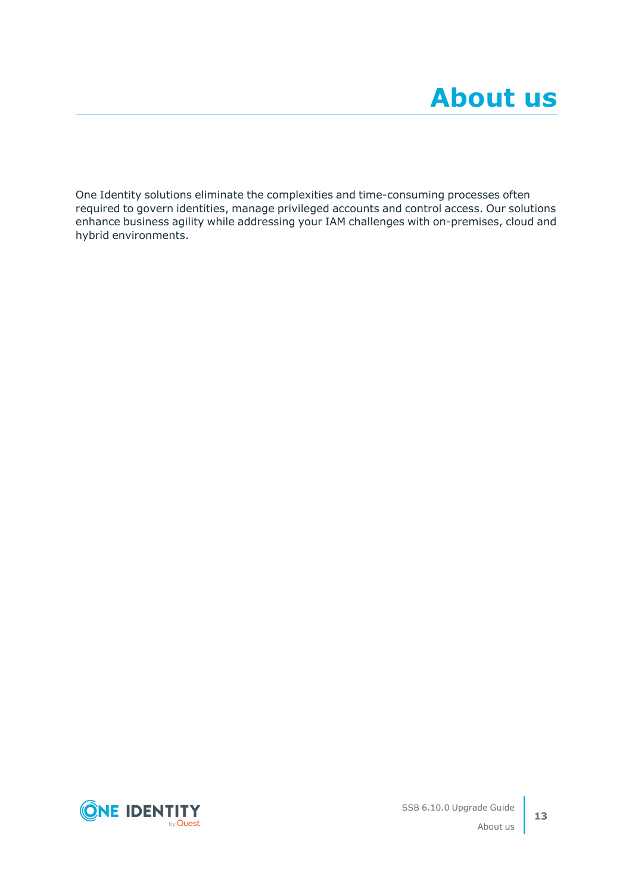# About us

One Identity solutions eliminate the complexities and time-consuming processes often required to govern identities, manage privileged accounts and control access. Our solutions enhance business agility while addressing your IAM challenges with on-premises, cloud and hybrid environments.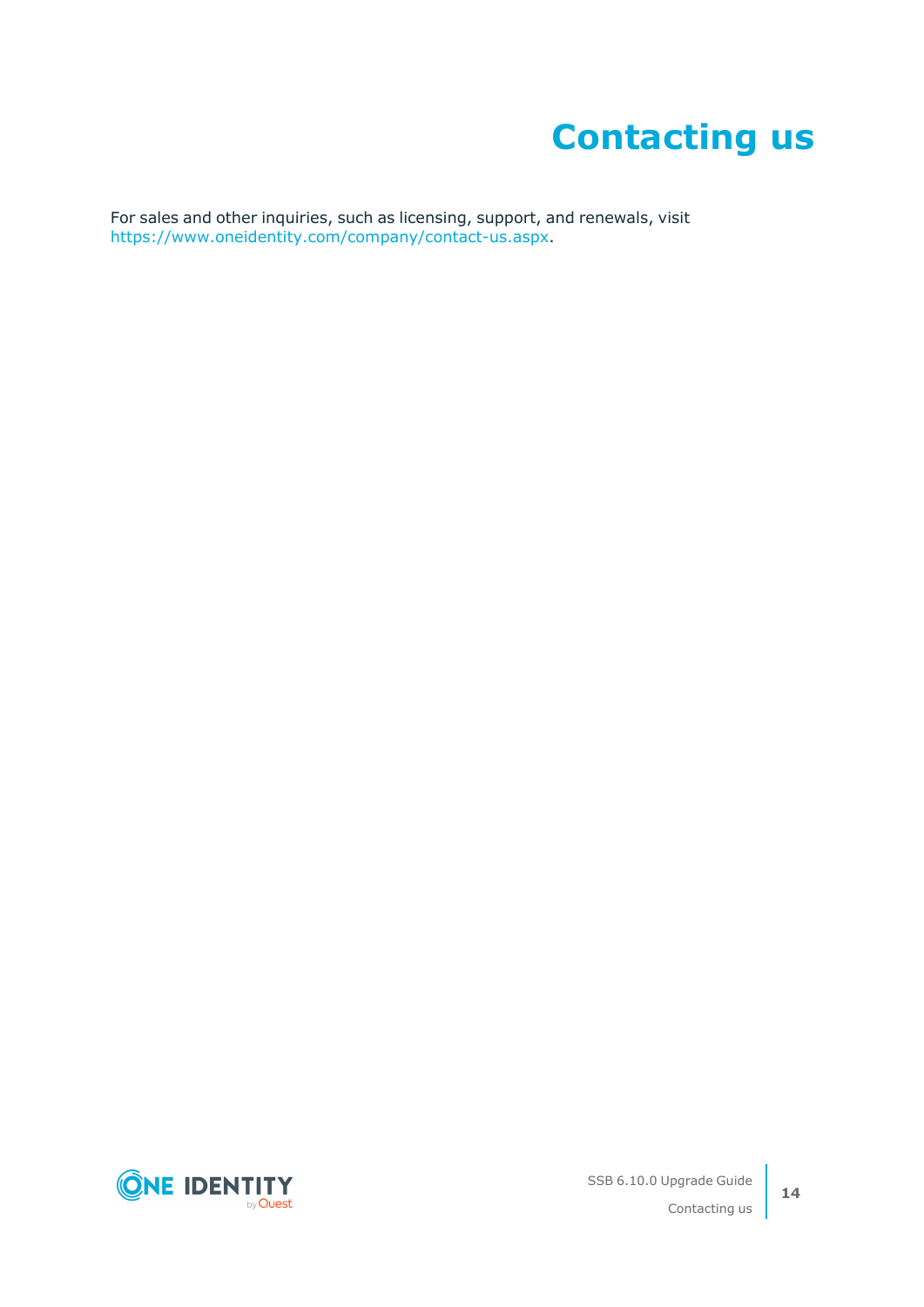# Contacting us

For sales and other inquiries, such as licensing, support, and renewals, visit https://www.oneidentity.com/company/contact-us.aspx.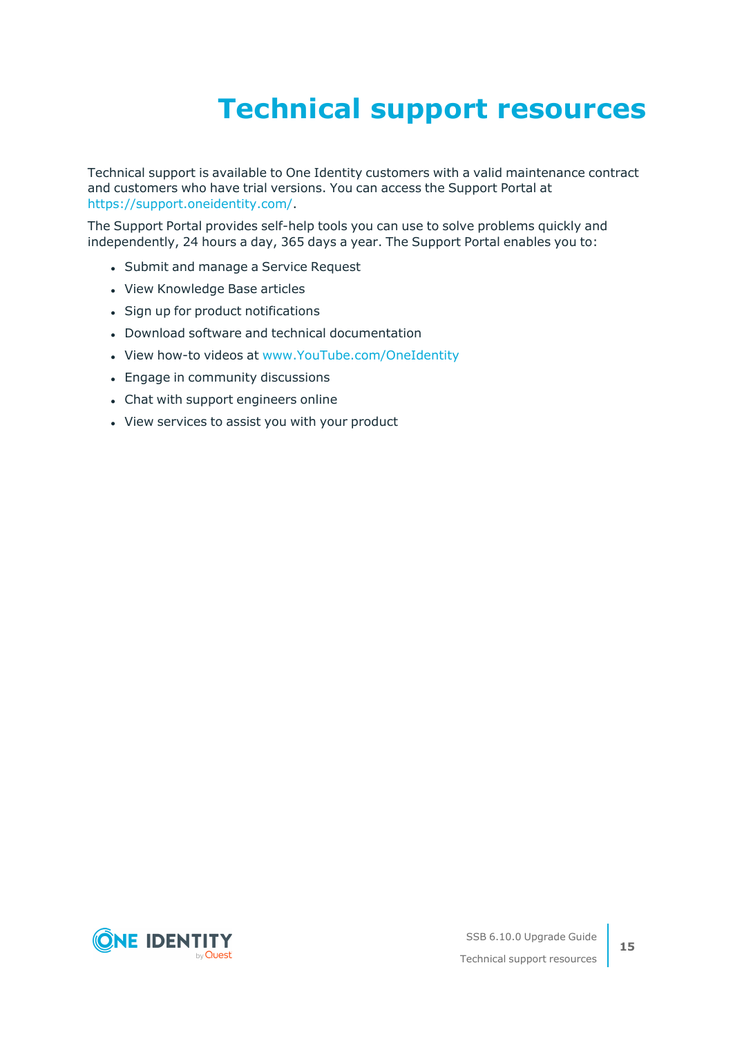# Technical support resources

Technical support is available to One Identity customers with a valid maintenance contract and customers who have trial versions. You can access the Support Portal at https://support.oneidentity.com/.

The Support Portal provides self-help tools you can use to solve problems quickly and independently, 24 hours a day, 365 days a year. The Support Portal enables you to:

- Submit and manage a Service Request
- View Knowledge Base articles
- Sign up for product notifications
- Download software and technical documentation
- View how-to videos at www.YouTube.com/OneIdentity
- Engage in community discussions
- Chat with support engineers online
- View services to assist you with your product